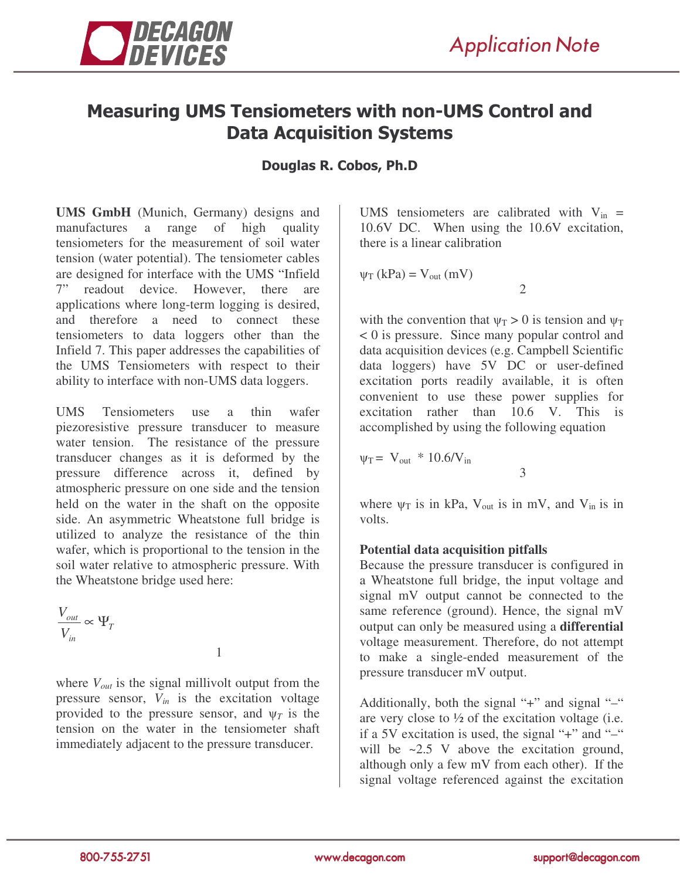# Measuring UMS Tensiometers with non-UMS Control and Data Acquisition Systems

**Douglas R. Cobos, Ph.D**

**UMS GmbH** (Munich, Germany) designs and manufactures a range of high quality tensiometers for the measurement of soil water tension (water potential). The tensiometer cables are designed for interface with the UMS "Infield 7" readout device. However, there are applications where long-term logging is desired, and therefore a need to connect these tensiometers to data loggers other than the Infield 7. This paper addresses the capabilities of the UMS Tensiometers with respect to their ability to interface with non-UMS data loggers.

UMS Tensiometers use a thin wafer piezoresistive pressure transducer to measure water tension. The resistance of the pressure transducer changes as it is deformed by the pressure difference across it, defined by atmospheric pressure on one side and the tension held on the water in the shaft on the opposite side. An asymmetric Wheatstone full bridge is utilized to analyze the resistance of the thin wafer, which is proportional to the tension in the soil water relative to atmospheric pressure. With the Wheatstone bridge used here:

$$\frac{V_{out}}{V_{in}} \propto \Psi_T \tag{1}$$

where $V_{out}$ is the signal millivolt output from the pressure sensor, $V_{in}$ is the excitation voltage provided to the pressure sensor, and $\psi_T$ is the tension on the water in the tensiometer shaft immediately adjacent to the pressure transducer.

UMS tensiometers are calibrated with $V_{in}$ = 10.6V DC. When using the 10.6V excitation, there is a linear calibration

$$\psi_T \text{ (kPa)} = V_{out} \text{ (mV)} \tag{2}$$

with the convention that $\psi_T > 0$ is tension and $\psi_T < 0$ is pressure. Since many popular control and data acquisition devices (e.g. Campbell Scientific data loggers) have 5V DC or user-defined excitation ports readily available, it is often convenient to use these power supplies for excitation rather than 10.6 V. This is accomplished by using the following equation

$$\psi_T = V_{out} * 10.6/V_{in} \tag{3}$$

where $\psi_T$ is in kPa, $V_{out}$ is in mV, and $V_{in}$ is in volts.

### Potential data acquisition pitfalls

Because the pressure transducer is configured in a Wheatstone full bridge, the input voltage and signal mV output cannot be connected to the same reference (ground). Hence, the signal mV output can only be measured using a **differential** voltage measurement. Therefore, do not attempt to make a single-ended measurement of the pressure transducer mV output.

Additionally, both the signal "+" and signal "–" are very close to ½ of the excitation voltage (i.e. if a 5V excitation is used, the signal "+" and "–" will be ~2.5 V above the excitation ground, although only a few mV from each other). If the signal voltage referenced against the excitation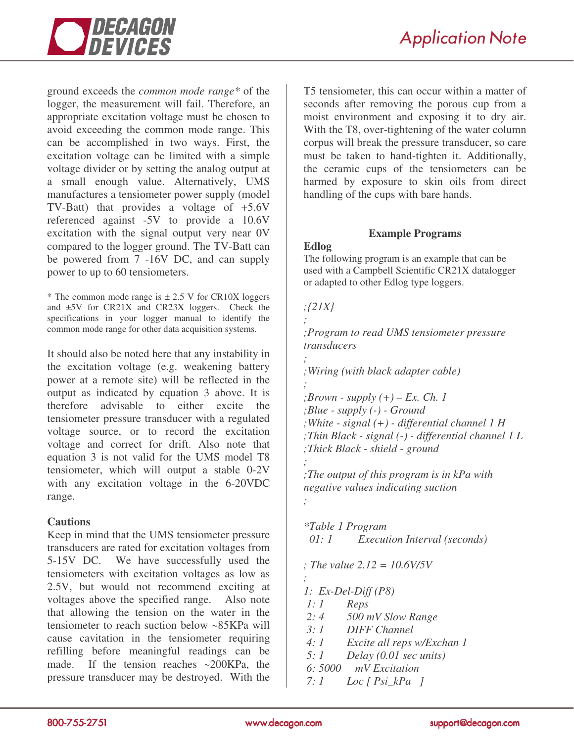ground exceeds the *common mode range** of the logger, the measurement will fail. Therefore, an appropriate excitation voltage must be chosen to avoid exceeding the common mode range. This can be accomplished in two ways. First, the excitation voltage can be limited with a simple voltage divider or by setting the analog output at a small enough value. Alternatively, UMS manufactures a tensiometer power supply (model TV-Batt) that provides a voltage of +5.6V referenced against -5V to provide a 10.6V excitation with the signal output very near 0V compared to the logger ground. The TV-Batt can be powered from 7 -16V DC, and can supply power to up to 60 tensiometers.

\* The common mode range is ± 2.5 V for CR10X loggers and ±5V for CR21X and CR23X loggers. Check the specifications in your logger manual to identify the common mode range for other data acquisition systems.

It should also be noted here that any instability in the excitation voltage (e.g. weakening battery power at a remote site) will be reflected in the output as indicated by equation 3 above. It is therefore advisable to either excite the tensiometer pressure transducer with a regulated voltage source, or to record the excitation voltage and correct for drift. Also note that equation 3 is not valid for the UMS model T8 tensiometer, which will output a stable 0-2V with any excitation voltage in the 6-20VDC range.

**Cautions**

Keep in mind that the UMS tensiometer pressure transducers are rated for excitation voltages from 5-15V DC. We have successfully used the tensiometers with excitation voltages as low as 2.5V, but would not recommend exciting at voltages above the specified range. Also note that allowing the tension on the water in the tensiometer to reach suction below ~85KPa will cause cavitation in the tensiometer requiring refilling before meaningful readings can be made. If the tension reaches ~200KPa, the pressure transducer may be destroyed. With the T5 tensiometer, this can occur within a matter of seconds after removing the porous cup from a moist environment and exposing it to dry air. With the T8, over-tightening of the water column corpus will break the pressure transducer, so care must be taken to hand-tighten it. Additionally, the ceramic cups of the tensiometers can be harmed by exposure to skin oils from direct handling of the cups with bare hands.

## Example Programs

**Edlog**

The following program is an example that can be used with a Campbell Scientific CR21X datalogger or adapted to other Edlog type loggers.

```
;{21X}
;
;Program to read UMS tensiometer pressure transducers
;
;Wiring (with black adapter cable)
;
;Brown - supply (+) – Ex. Ch. 1
;Blue - supply (-) - Ground
;White - signal (+) - differential channel 1 H
;Thin Black - signal (-) - differential channel 1 L
;Thick Black - shield - ground
;
;The output of this program is in kPa with negative values indicating suction
;

*Table 1 Program
  01: 1        Execution Interval (seconds)

; The value 2.12 = 10.6V/5V
;
1:  Ex-Del-Diff (P8)
 1: 1        Reps
 2: 4        500 mV Slow Range
 3: 1        DIFF Channel
 4: 1        Excite all reps w/Exchan 1
 5: 1        Delay (0.01 sec units)
 6: 5000     mV Excitation
 7: 1        Loc [ Psi_kPa   ]
```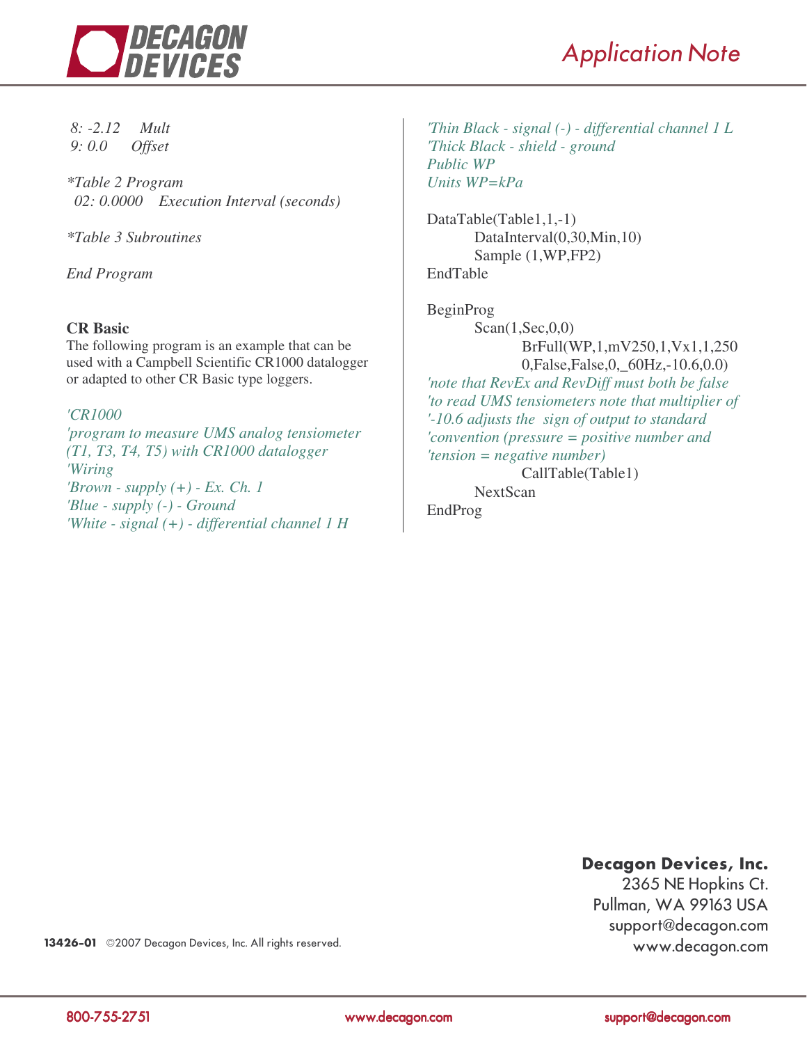```
 8: -2.12     Mult
 9: 0.0       Offset

*Table 2 Program
  02: 0.0000    Execution Interval (seconds)

*Table 3 Subroutines

End Program
```

**CR Basic**

The following program is an example that can be used with a Campbell Scientific CR1000 datalogger or adapted to other CR Basic type loggers.

```
'CR1000
'program to measure UMS analog tensiometer
(T1, T3, T4, T5) with CR1000 datalogger
'Wiring
'Brown - supply (+) - Ex. Ch. 1
'Blue - supply (-) - Ground
'White - signal (+) - differential channel 1 H
'Thin Black - signal (-) - differential channel 1 L
'Thick Black - shield - ground
Public WP
Units WP=kPa

DataTable(Table1,1,-1)
        DataInterval(0,30,Min,10)
        Sample (1,WP,FP2)
EndTable

BeginProg
        Scan(1,Sec,0,0)
                BrFull(WP,1,mV250,1,Vx1,1,250
                0,False,False,0,_60Hz,-10.6,0.0)
'note that RevEx and RevDiff must both be false
'to read UMS tensiometers note that multiplier of
'-10.6 adjusts the  sign of output to standard
'convention (pressure = positive number and
'tension = negative number)
                CallTable(Table1)
        NextScan
EndProg
```

**Decagon Devices, Inc.**
2365 NE Hopkins Ct.
Pullman, WA 99163 USA
support@decagon.com
www.decagon.com

**13426-01** ©2007 Decagon Devices, Inc. All rights reserved.